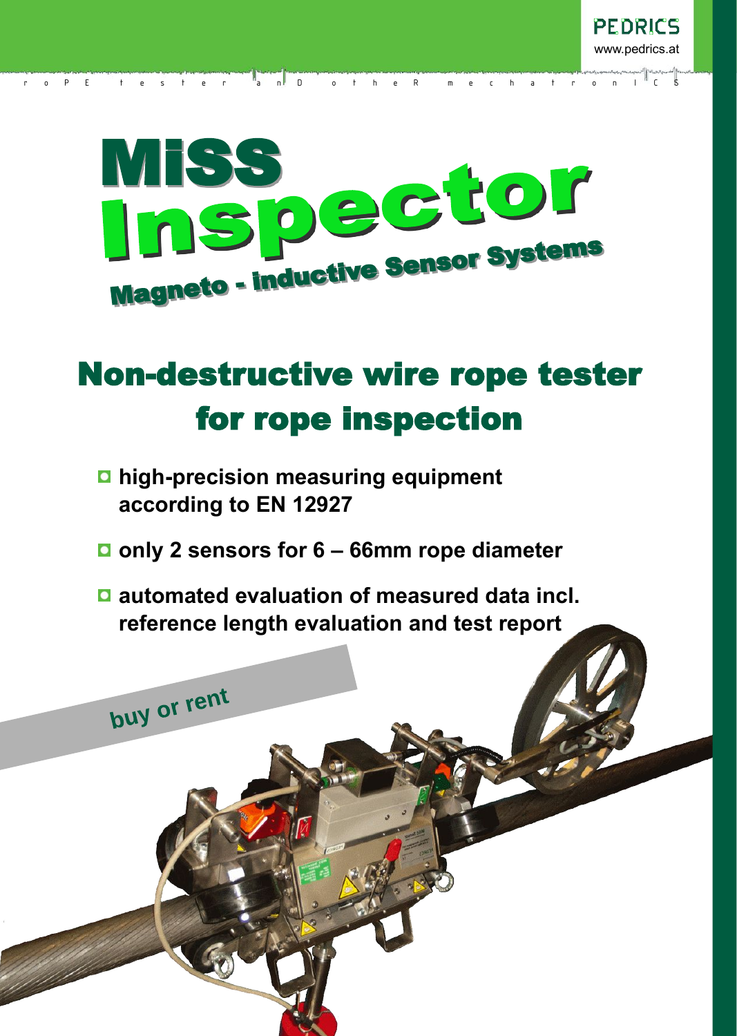PEDRICS
www.pedrics.at

roPE tester anD otheR mechatronICS

# MiSS Inspector

## Magneto - inductive Sensor Systems

# Non-destructive wire rope tester for rope inspection

- **high-precision measuring equipment according to EN 12927**
- **only 2 sensors for 6 – 66mm rope diameter**
- **automated evaluation of measured data incl. reference length evaluation and test report**

**buy or rent**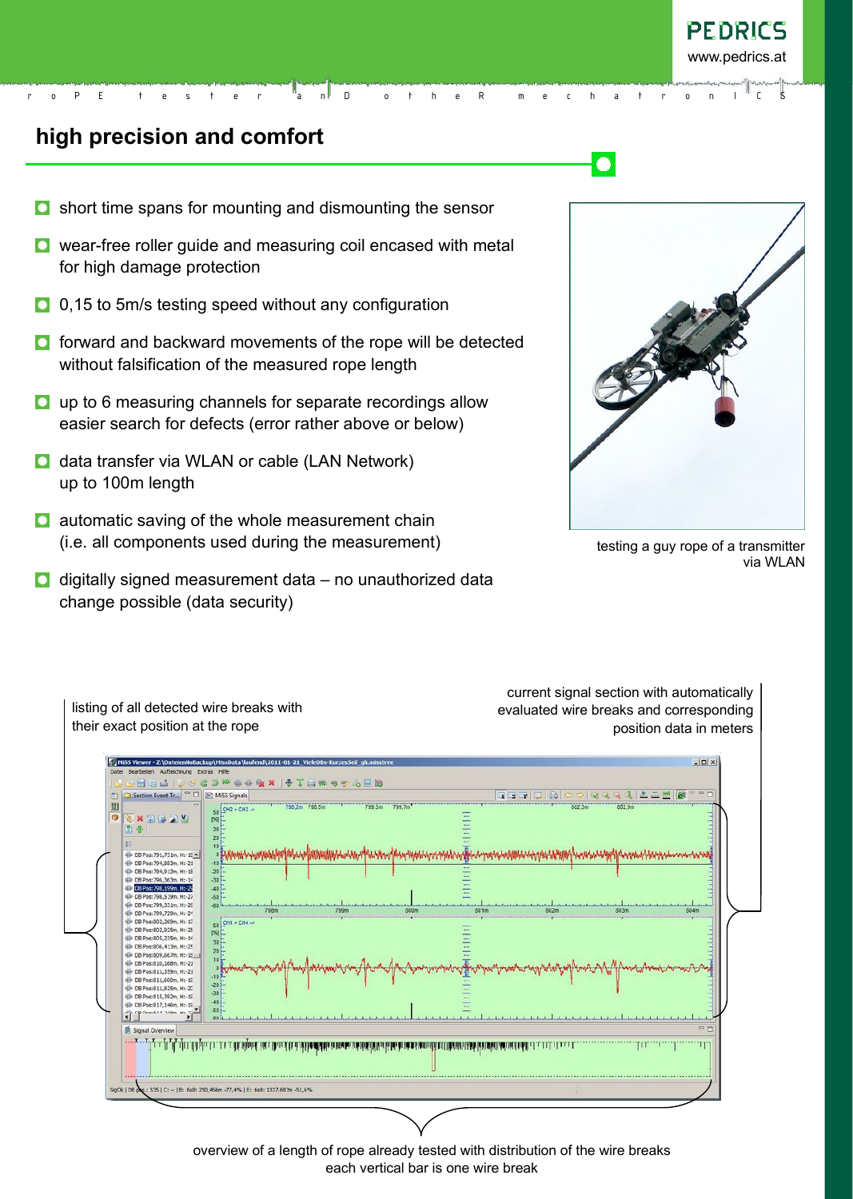## high precision and comfort

- short time spans for mounting and dismounting the sensor
- wear-free roller guide and measuring coil encased with metal for high damage protection
- 0,15 to 5m/s testing speed without any configuration
- forward and backward movements of the rope will be detected without falsification of the measured rope length
- up to 6 measuring channels for separate recordings allow easier search for defects (error rather above or below)
- data transfer via WLAN or cable (LAN Network) up to 100m length
- automatic saving of the whole measurement chain (i.e. all components used during the measurement)
- digitally signed measurement data – no unauthorized data change possible (data security)

testing a guy rope of a transmitter via WLAN

listing of all detected wire breaks with their exact position at the rope

current signal section with automatically evaluated wire breaks and corresponding position data in meters

overview of a length of rope already tested with distribution of the wire breaks
each vertical bar is one wire break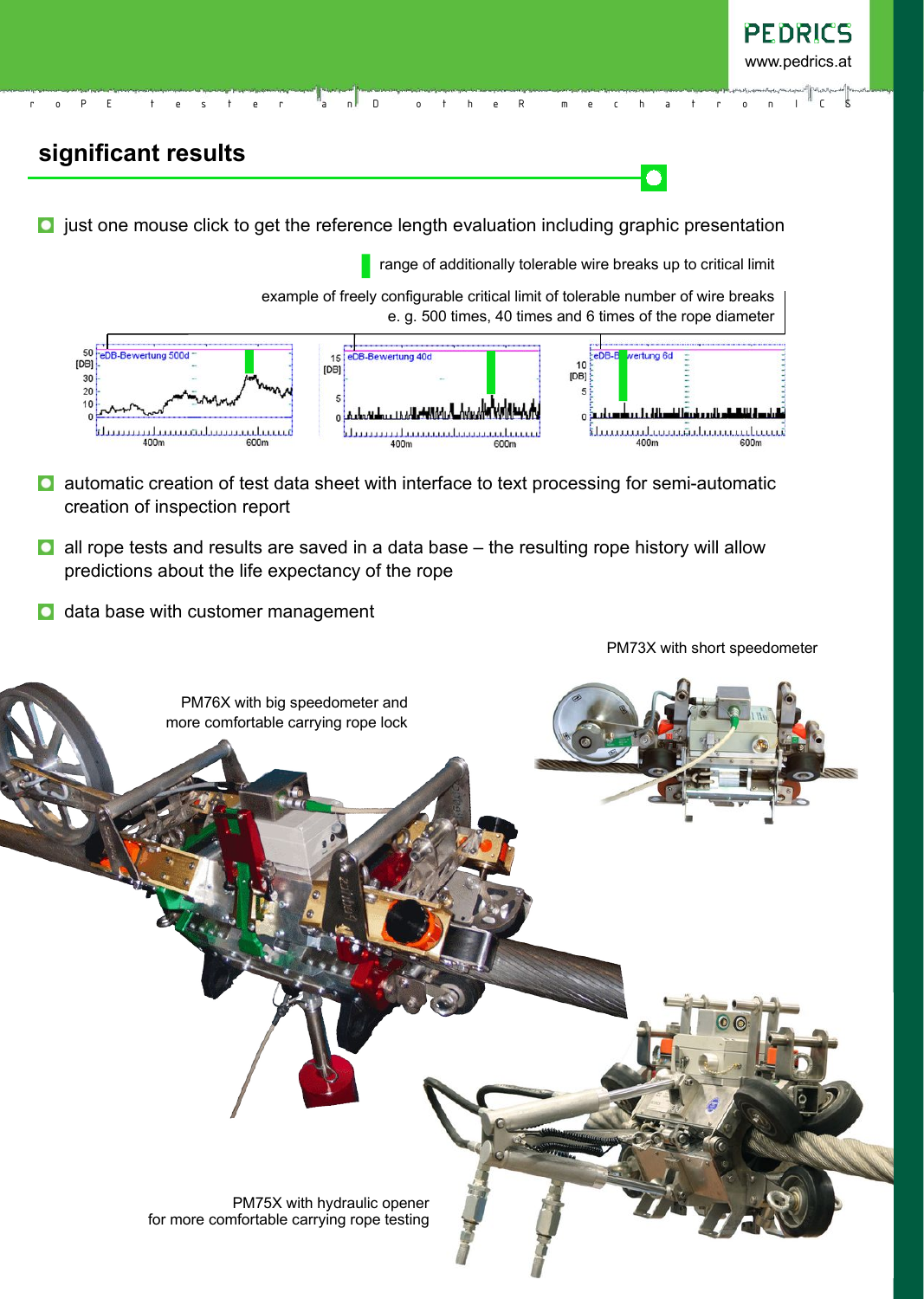## significant results

- just one mouse click to get the reference length evaluation including graphic presentation

range of additionally tolerable wire breaks up to critical limit

example of freely configurable critical limit of tolerable number of wire breaks
e. g. 500 times, 40 times and 6 times of the rope diameter

- automatic creation of test data sheet with interface to text processing for semi-automatic creation of inspection report
- all rope tests and results are saved in a data base – the resulting rope history will allow predictions about the life expectancy of the rope
- data base with customer management

PM73X with short speedometer

PM76X with big speedometer and more comfortable carrying rope lock

PM75X with hydraulic opener for more comfortable carrying rope testing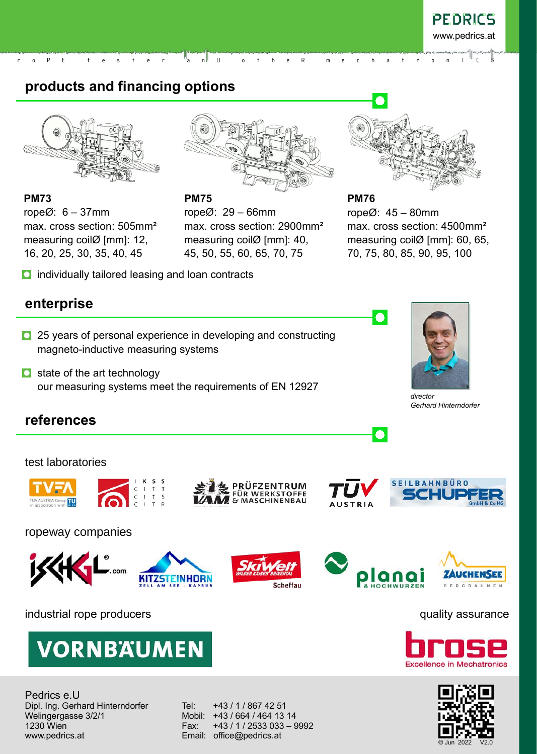## products and financing options

**PM73**
ropeØ: 6 – 37mm
max. cross section: 505mm²
measuring coilØ [mm]: 12, 16, 20, 25, 30, 35, 40, 45

**PM75**
ropeØ: 29 – 66mm
max. cross section: 2900mm²
measuring coilØ [mm]: 40, 45, 50, 55, 60, 65, 70, 75

**PM76**
ropeØ: 45 – 80mm
max. cross section: 4500mm²
measuring coilØ [mm]: 60, 65, 70, 75, 80, 85, 90, 95, 100

- individually tailored leasing and loan contracts

## enterprise

- 25 years of personal experience in developing and constructing magneto-inductive measuring systems
- state of the art technology
  our measuring systems meet the requirements of EN 12927

*director*
*Gerhard Hinterndorfer*

## references

test laboratories

ropeway companies

industrial rope producers

quality assurance

Pedrics e.U
Dipl. Ing. Gerhard Hinterndorfer
Welingergasse 3/2/1
1230 Wien
www.pedrics.at

Tel: +43 / 1 / 867 42 51
Mobil: +43 / 664 / 464 13 14
Fax: +43 / 1 / 2533 033 – 9992
Email: office@pedrics.at

© Jun 2022 V2.0